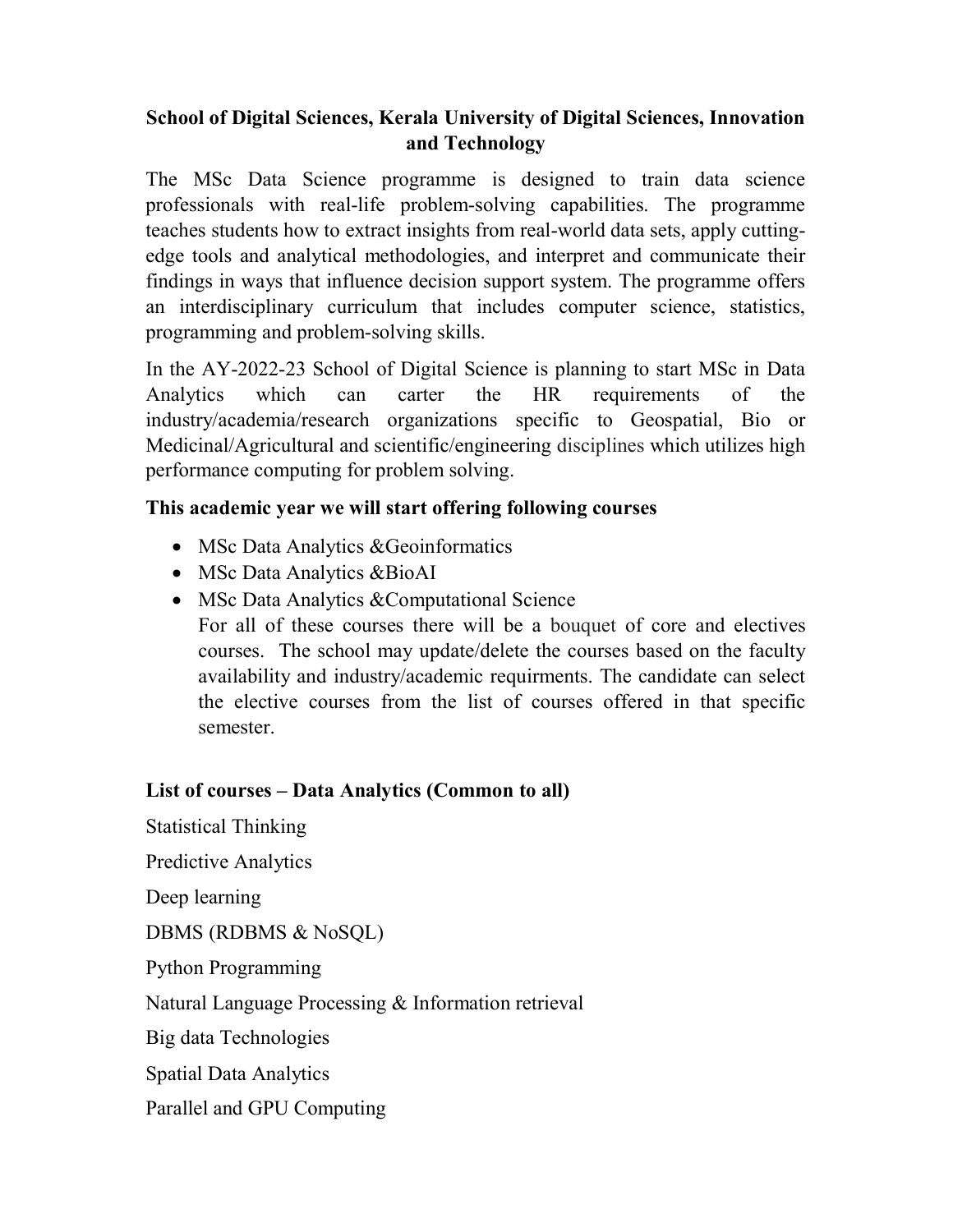**School of Digital Sciences, Kerala University of Digital Sciences, Innovation and Technology**

The MSc Data Science programme is designed to train data science professionals with real-life problem-solving capabilities. The programme teaches students how to extract insights from real-world data sets, apply cutting-edge tools and analytical methodologies, and interpret and communicate their findings in ways that influence decision support system. The programme offers an interdisciplinary curriculum that includes computer science, statistics, programming and problem-solving skills.

In the AY-2022-23 School of Digital Science is planning to start MSc in Data Analytics which can carter the HR requirements of the industry/academia/research organizations specific to Geospatial, Bio or Medicinal/Agricultural and scientific/engineering disciplines which utilizes high performance computing for problem solving.

**This academic year we will start offering following courses**

- MSc Data Analytics &Geoinformatics
- MSc Data Analytics &BioAI
- MSc Data Analytics &Computational Science

  For all of these courses there will be a bouquet of core and electives courses. The school may update/delete the courses based on the faculty availability and industry/academic requirments. The candidate can select the elective courses from the list of courses offered in that specific semester.

**List of courses – Data Analytics (Common to all)**

Statistical Thinking

Predictive Analytics

Deep learning

DBMS (RDBMS & NoSQL)

Python Programming

Natural Language Processing & Information retrieval

Big data Technologies

Spatial Data Analytics

Parallel and GPU Computing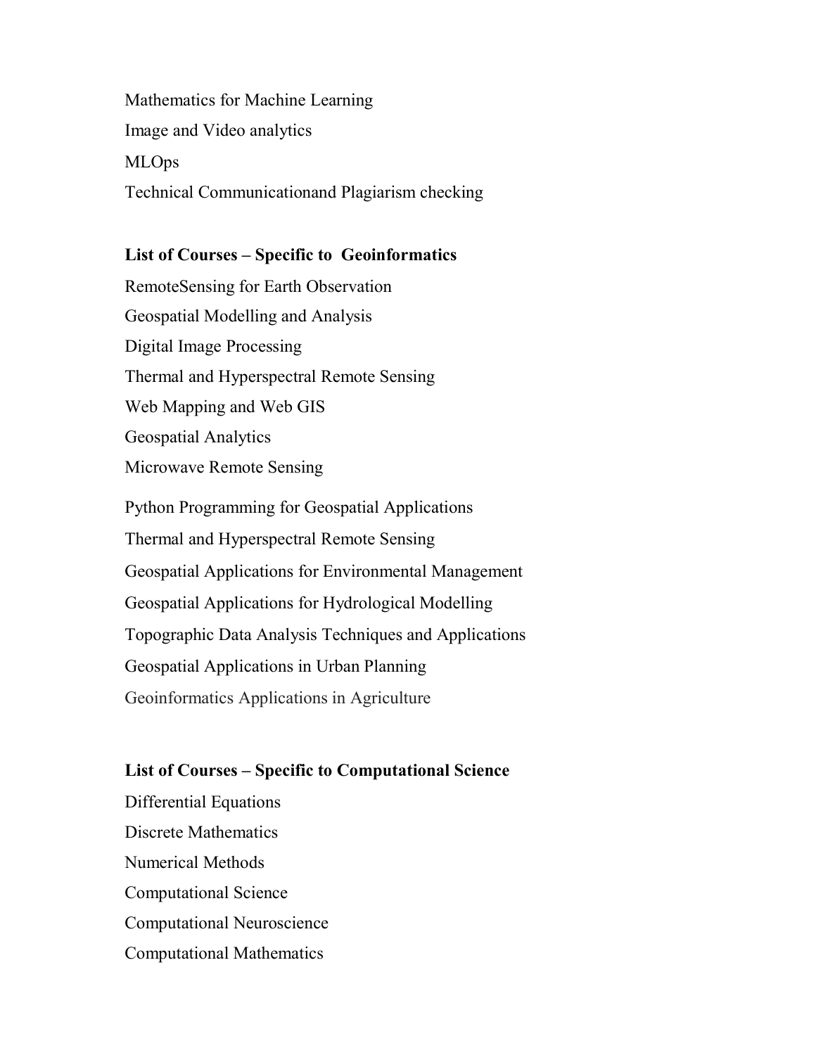Mathematics for Machine Learning

Image and Video analytics

MLOps

Technical Communicationand Plagiarism checking

**List of Courses – Specific to Geoinformatics**

RemoteSensing for Earth Observation

Geospatial Modelling and Analysis

Digital Image Processing

Thermal and Hyperspectral Remote Sensing

Web Mapping and Web GIS

Geospatial Analytics

Microwave Remote Sensing

Python Programming for Geospatial Applications

Thermal and Hyperspectral Remote Sensing

Geospatial Applications for Environmental Management

Geospatial Applications for Hydrological Modelling

Topographic Data Analysis Techniques and Applications

Geospatial Applications in Urban Planning

Geoinformatics Applications in Agriculture

**List of Courses – Specific to Computational Science**

Differential Equations

Discrete Mathematics

Numerical Methods

Computational Science

Computational Neuroscience

Computational Mathematics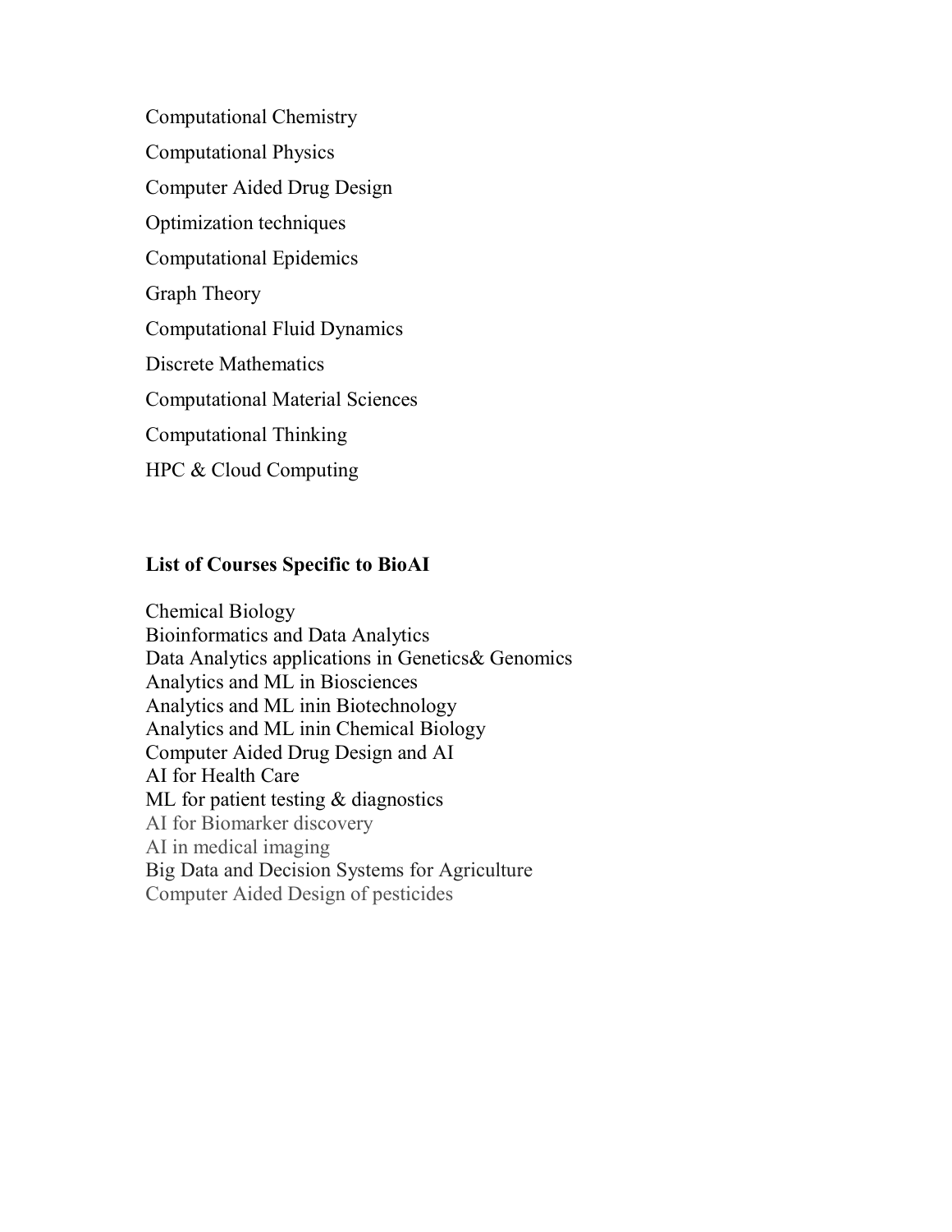Computational Chemistry

Computational Physics

Computer Aided Drug Design

Optimization techniques

Computational Epidemics

Graph Theory

Computational Fluid Dynamics

Discrete Mathematics

Computational Material Sciences

Computational Thinking

HPC & Cloud Computing

**List of Courses Specific to BioAI**

Chemical Biology
Bioinformatics and Data Analytics
Data Analytics applications in Genetics& Genomics
Analytics and ML in Biosciences
Analytics and ML inin Biotechnology
Analytics and ML inin Chemical Biology
Computer Aided Drug Design and AI
AI for Health Care
ML for patient testing & diagnostics
AI for Biomarker discovery
AI in medical imaging
Big Data and Decision Systems for Agriculture
Computer Aided Design of pesticides